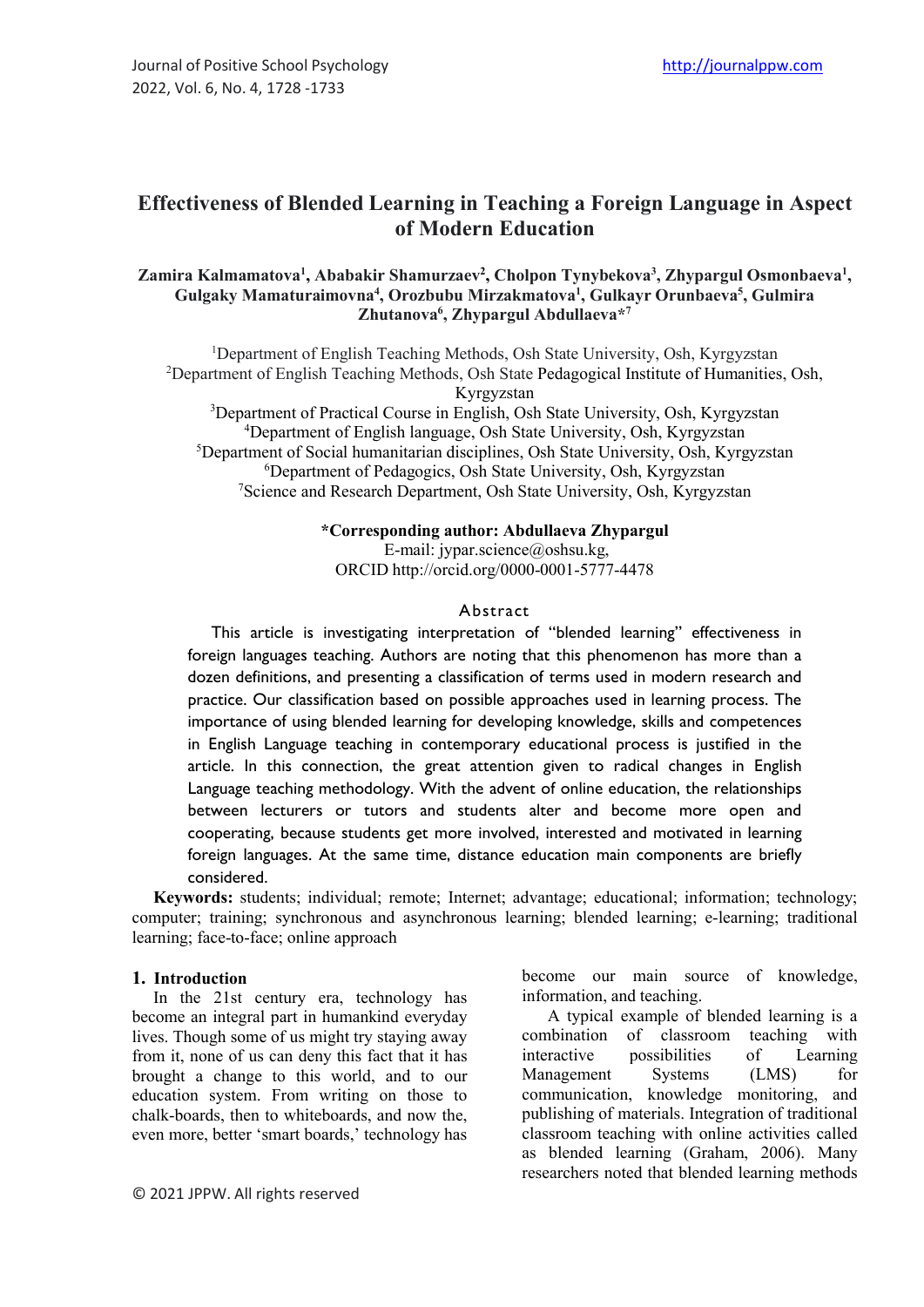# Effectiveness of Blended Learning in Teaching a Foreign Language in Aspect of Modern Education

**Zamira Kalmamatova[1], Ababakir Shamurzaev[2], Cholpon Tynybekova[3], Zhypargul Osmonbaeva[1], Gulgaky Mamaturaimovna[4], Orozbubu Mirzakmatova[1], Gulkayr Orunbaeva[5], Gulmira Zhutanova[6], Zhypargul Abdullaeva*[7]**

[1]Department of English Teaching Methods, Osh State University, Osh, Kyrgyzstan
[2]Department of English Teaching Methods, Osh State Pedagogical Institute of Humanities, Osh, Kyrgyzstan
[3]Department of Practical Course in English, Osh State University, Osh, Kyrgyzstan
[4]Department of English language, Osh State University, Osh, Kyrgyzstan
[5]Department of Social humanitarian disciplines, Osh State University, Osh, Kyrgyzstan
[6]Department of Pedagogics, Osh State University, Osh, Kyrgyzstan
[7]Science and Research Department, Osh State University, Osh, Kyrgyzstan

**\*Corresponding author: Abdullaeva Zhypargul**
E-mail: jypar.science@oshsu.kg,
ORCID http://orcid.org/0000-0001-5777-4478

## Abstract

This article is investigating interpretation of "blended learning" effectiveness in foreign languages teaching. Authors are noting that this phenomenon has more than a dozen definitions, and presenting a classification of terms used in modern research and practice. Our classification based on possible approaches used in learning process. The importance of using blended learning for developing knowledge, skills and competences in English Language teaching in contemporary educational process is justified in the article. In this connection, the great attention given to radical changes in English Language teaching methodology. With the advent of online education, the relationships between lecturers or tutors and students alter and become more open and cooperating, because students get more involved, interested and motivated in learning foreign languages. At the same time, distance education main components are briefly considered.

**Keywords:** students; individual; remote; Internet; advantage; educational; information; technology; computer; training; synchronous and asynchronous learning; blended learning; e-learning; traditional learning; face-to-face; online approach

## 1. Introduction

In the 21st century era, technology has become an integral part in humankind everyday lives. Though some of us might try staying away from it, none of us can deny this fact that it has brought a change to this world, and to our education system. From writing on those to chalk-boards, then to whiteboards, and now the, even more, better 'smart boards,' technology has become our main source of knowledge, information, and teaching.

A typical example of blended learning is a combination of classroom teaching with interactive possibilities of Learning Management Systems (LMS) for communication, knowledge monitoring, and publishing of materials. Integration of traditional classroom teaching with online activities called as blended learning (Graham, 2006). Many researchers noted that blended learning methods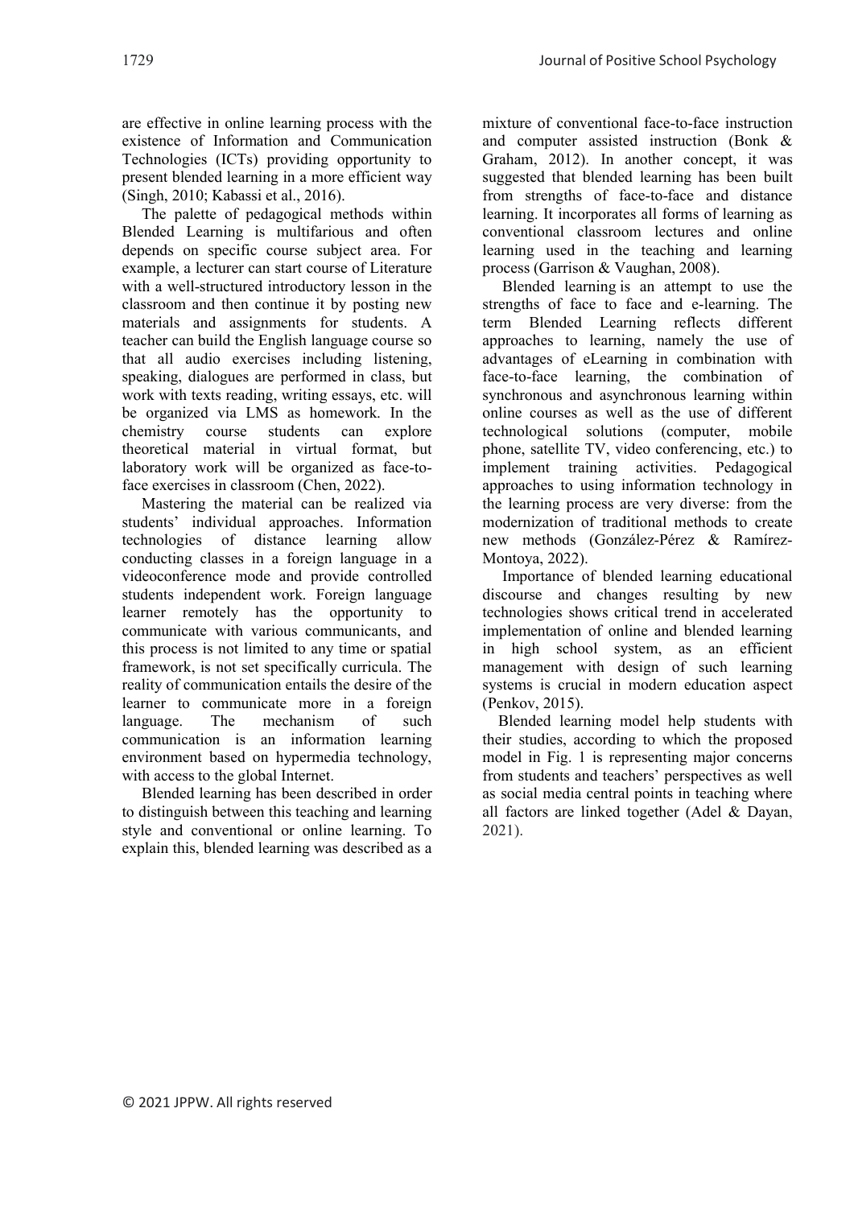are effective in online learning process with the existence of Information and Communication Technologies (ICTs) providing opportunity to present blended learning in a more efficient way (Singh, 2010; Kabassi et al., 2016).

The palette of pedagogical methods within Blended Learning is multifarious and often depends on specific course subject area. For example, a lecturer can start course of Literature with a well-structured introductory lesson in the classroom and then continue it by posting new materials and assignments for students. A teacher can build the English language course so that all audio exercises including listening, speaking, dialogues are performed in class, but work with texts reading, writing essays, etc. will be organized via LMS as homework. In the chemistry course students can explore theoretical material in virtual format, but laboratory work will be organized as face-to-face exercises in classroom (Chen, 2022).

Mastering the material can be realized via students' individual approaches. Information technologies of distance learning allow conducting classes in a foreign language in a videoconference mode and provide controlled students independent work. Foreign language learner remotely has the opportunity to communicate with various communicants, and this process is not limited to any time or spatial framework, is not set specifically curricula. The reality of communication entails the desire of the learner to communicate more in a foreign language. The mechanism of such communication is an information learning environment based on hypermedia technology, with access to the global Internet.

Blended learning has been described in order to distinguish between this teaching and learning style and conventional or online learning. To explain this, blended learning was described as a mixture of conventional face-to-face instruction and computer assisted instruction (Bonk & Graham, 2012). In another concept, it was suggested that blended learning has been built from strengths of face-to-face and distance learning. It incorporates all forms of learning as conventional classroom lectures and online learning used in the teaching and learning process (Garrison & Vaughan, 2008).

Blended learning is an attempt to use the strengths of face to face and e-learning. The term Blended Learning reflects different approaches to learning, namely the use of advantages of eLearning in combination with face-to-face learning, the combination of synchronous and asynchronous learning within online courses as well as the use of different technological solutions (computer, mobile phone, satellite TV, video conferencing, etc.) to implement training activities. Pedagogical approaches to using information technology in the learning process are very diverse: from the modernization of traditional methods to create new methods (González-Pérez & Ramírez-Montoya, 2022).

Importance of blended learning educational discourse and changes resulting by new technologies shows critical trend in accelerated implementation of online and blended learning in high school system, as an efficient management with design of such learning systems is crucial in modern education aspect (Penkov, 2015).

Blended learning model help students with their studies, according to which the proposed model in Fig. 1 is representing major concerns from students and teachers' perspectives as well as social media central points in teaching where all factors are linked together (Adel & Dayan, 2021).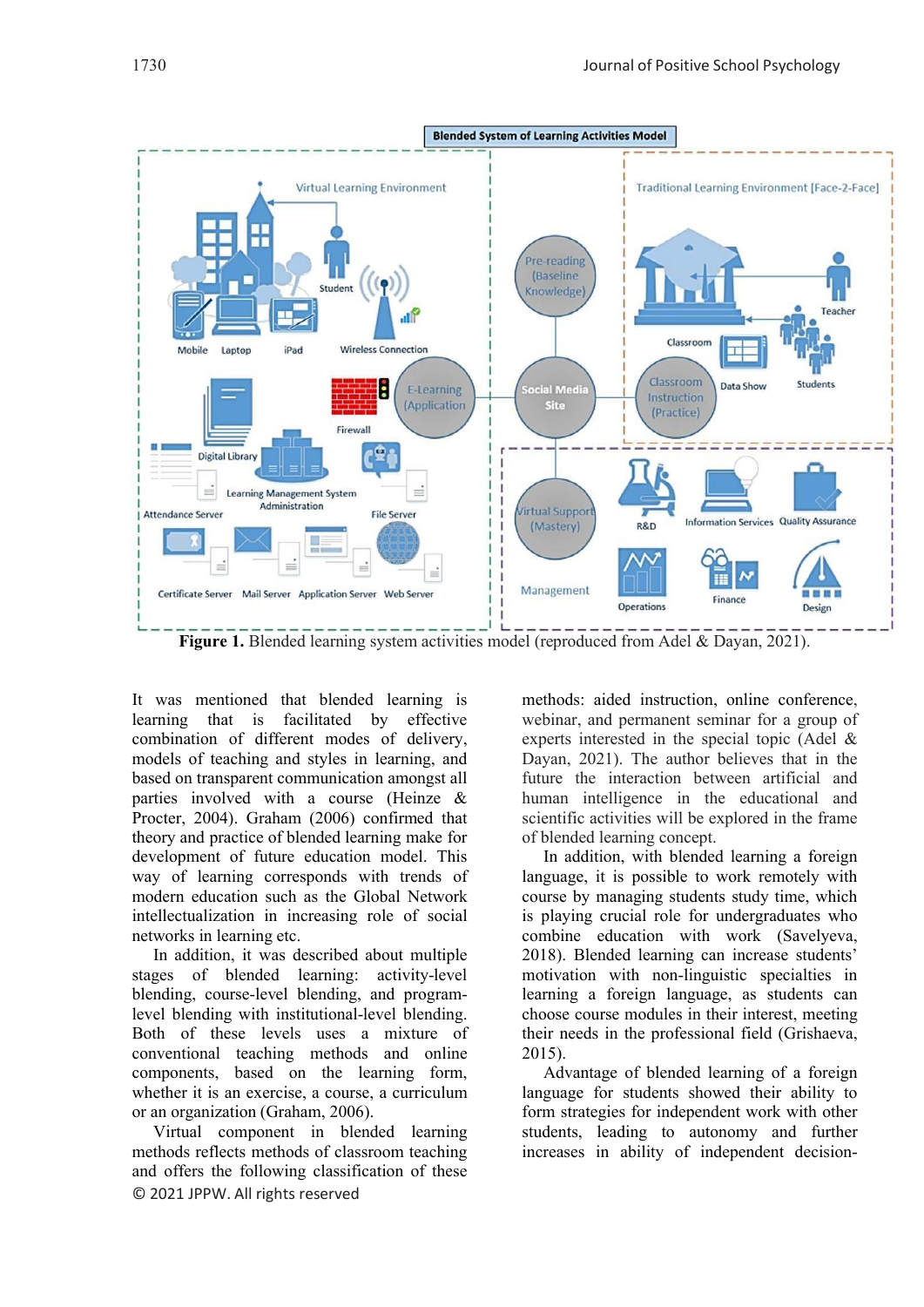**Figure 1.** Blended learning system activities model (reproduced from Adel & Dayan, 2021).

It was mentioned that blended learning is learning that is facilitated by effective combination of different modes of delivery, models of teaching and styles in learning, and based on transparent communication amongst all parties involved with a course (Heinze & Procter, 2004). Graham (2006) confirmed that theory and practice of blended learning make for development of future education model. This way of learning corresponds with trends of modern education such as the Global Network intellectualization in increasing role of social networks in learning etc.

In addition, it was described about multiple stages of blended learning: activity-level blending, course-level blending, and program-level blending with institutional-level blending. Both of these levels uses a mixture of conventional teaching methods and online components, based on the learning form, whether it is an exercise, a course, a curriculum or an organization (Graham, 2006).

Virtual component in blended learning methods reflects methods of classroom teaching and offers the following classification of these methods: aided instruction, online conference, webinar, and permanent seminar for a group of experts interested in the special topic (Adel & Dayan, 2021). The author believes that in the future the interaction between artificial and human intelligence in the educational and scientific activities will be explored in the frame of blended learning concept.

In addition, with blended learning a foreign language, it is possible to work remotely with course by managing students study time, which is playing crucial role for undergraduates who combine education with work (Savelyeva, 2018). Blended learning can increase students' motivation with non-linguistic specialties in learning a foreign language, as students can choose course modules in their interest, meeting their needs in the professional field (Grishaeva, 2015).

Advantage of blended learning of a foreign language for students showed their ability to form strategies for independent work with other students, leading to autonomy and further increases in ability of independent decision-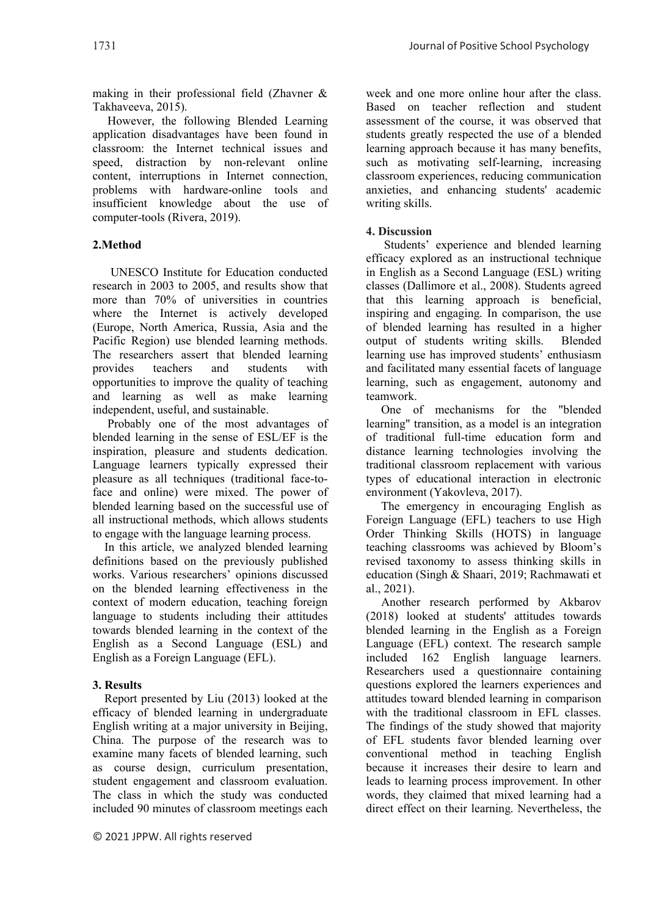making in their professional field (Zhavner & Takhaveeva, 2015).

However, the following Blended Learning application disadvantages have been found in classroom: the Internet technical issues and speed, distraction by non-relevant online content, interruptions in Internet connection, problems with hardware-online tools and insufficient knowledge about the use of computer-tools (Rivera, 2019).

## 2.Method

UNESCO Institute for Education conducted research in 2003 to 2005, and results show that more than 70% of universities in countries where the Internet is actively developed (Europe, North America, Russia, Asia and the Pacific Region) use blended learning methods. The researchers assert that blended learning provides teachers and students with opportunities to improve the quality of teaching and learning as well as make learning independent, useful, and sustainable.

Probably one of the most advantages of blended learning in the sense of ESL/EF is the inspiration, pleasure and students dedication. Language learners typically expressed their pleasure as all techniques (traditional face-to-face and online) were mixed. The power of blended learning based on the successful use of all instructional methods, which allows students to engage with the language learning process.

In this article, we analyzed blended learning definitions based on the previously published works. Various researchers' opinions discussed on the blended learning effectiveness in the context of modern education, teaching foreign language to students including their attitudes towards blended learning in the context of the English as a Second Language (ESL) and English as a Foreign Language (EFL).

## 3. Results

Report presented by Liu (2013) looked at the efficacy of blended learning in undergraduate English writing at a major university in Beijing, China. The purpose of the research was to examine many facets of blended learning, such as course design, curriculum presentation, student engagement and classroom evaluation. The class in which the study was conducted included 90 minutes of classroom meetings each week and one more online hour after the class. Based on teacher reflection and student assessment of the course, it was observed that students greatly respected the use of a blended learning approach because it has many benefits, such as motivating self-learning, increasing classroom experiences, reducing communication anxieties, and enhancing students' academic writing skills.

## 4. Discussion

Students' experience and blended learning efficacy explored as an instructional technique in English as a Second Language (ESL) writing classes (Dallimore et al., 2008). Students agreed that this learning approach is beneficial, inspiring and engaging. In comparison, the use of blended learning has resulted in a higher output of students writing skills. Blended learning use has improved students' enthusiasm and facilitated many essential facets of language learning, such as engagement, autonomy and teamwork.

One of mechanisms for the "blended learning" transition, as a model is an integration of traditional full-time education form and distance learning technologies involving the traditional classroom replacement with various types of educational interaction in electronic environment (Yakovleva, 2017).

The emergency in encouraging English as Foreign Language (EFL) teachers to use High Order Thinking Skills (HOTS) in language teaching classrooms was achieved by Bloom's revised taxonomy to assess thinking skills in education (Singh & Shaari, 2019; Rachmawati et al., 2021).

Another research performed by Akbarov (2018) looked at students' attitudes towards blended learning in the English as a Foreign Language (EFL) context. The research sample included 162 English language learners. Researchers used a questionnaire containing questions explored the learners experiences and attitudes toward blended learning in comparison with the traditional classroom in EFL classes. The findings of the study showed that majority of EFL students favor blended learning over conventional method in teaching English because it increases their desire to learn and leads to learning process improvement. In other words, they claimed that mixed learning had a direct effect on their learning. Nevertheless, the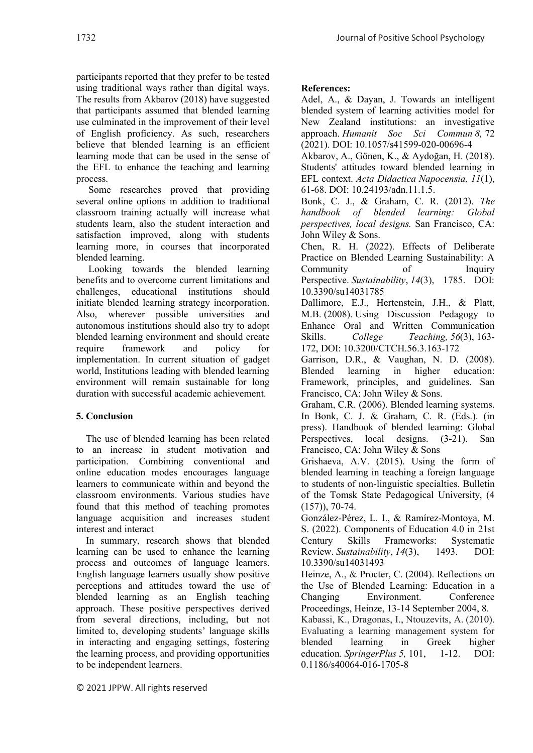participants reported that they prefer to be tested using traditional ways rather than digital ways. The results from Akbarov (2018) have suggested that participants assumed that blended learning use culminated in the improvement of their level of English proficiency. As such, researchers believe that blended learning is an efficient learning mode that can be used in the sense of the EFL to enhance the teaching and learning process.

Some researches proved that providing several online options in addition to traditional classroom training actually will increase what students learn, also the student interaction and satisfaction improved, along with students learning more, in courses that incorporated blended learning.

Looking towards the blended learning benefits and to overcome current limitations and challenges, educational institutions should initiate blended learning strategy incorporation. Also, wherever possible universities and autonomous institutions should also try to adopt blended learning environment and should create require framework and policy for implementation. In current situation of gadget world, Institutions leading with blended learning environment will remain sustainable for long duration with successful academic achievement.

## 5. Conclusion

The use of blended learning has been related to an increase in student motivation and participation. Combining conventional and online education modes encourages language learners to communicate within and beyond the classroom environments. Various studies have found that this method of teaching promotes language acquisition and increases student interest and interact

In summary, research shows that blended learning can be used to enhance the learning process and outcomes of language learners. English language learners usually show positive perceptions and attitudes toward the use of blended learning as an English teaching approach. These positive perspectives derived from several directions, including, but not limited to, developing students' language skills in interacting and engaging settings, fostering the learning process, and providing opportunities to be independent learners.

## References:

Adel, A., & Dayan, J. Towards an intelligent blended system of learning activities model for New Zealand institutions: an investigative approach. *Humanit Soc Sci Commun 8,* 72 (2021). DOI: 10.1057/s41599-020-00696-4

Akbarov, A., Gönen, K., & Aydoğan, H. (2018). Students' attitudes toward blended learning in EFL context. *Acta Didactica Napocensia, 11*(1), 61-68. DOI: 10.24193/adn.11.1.5.

Bonk, C. J., & Graham, C. R. (2012). *The handbook of blended learning: Global perspectives, local designs.* San Francisco, CA: John Wiley & Sons.

Chen, R. H. (2022). Effects of Deliberate Practice on Blended Learning Sustainability: A Community of Inquiry Perspective. *Sustainability*, *14*(3), 1785. DOI: 10.3390/su14031785

Dallimore, E.J., Hertenstein, J.H., & Platt, M.B. (2008). Using Discussion Pedagogy to Enhance Oral and Written Communication Skills. *College Teaching, 56*(3), 163-172, DOI: 10.3200/CTCH.56.3.163-172

Garrison, D.R., & Vaughan, N. D. (2008). Blended learning in higher education: Framework, principles, and guidelines. San Francisco, CA: John Wiley & Sons.

Graham, C.R. (2006). Blended learning systems. In Bonk, C. J. & Graham, C. R. (Eds.). (in press). Handbook of blended learning: Global Perspectives, local designs. (3-21). San Francisco, CA: John Wiley & Sons

Grishaeva, A.V. (2015). Using the form of blended learning in teaching a foreign language to students of non-linguistic specialties. Bulletin of the Tomsk State Pedagogical University, (4 (157)), 70-74.

González-Pérez, L. I., & Ramírez-Montoya, M. S. (2022). Components of Education 4.0 in 21st Century Skills Frameworks: Systematic Review. *Sustainability*, *14*(3), 1493. DOI: 10.3390/su14031493

Heinze, A., & Procter, C. (2004). Reflections on the Use of Blended Learning: Education in a Changing Environment. Conference Proceedings, Heinze, 13-14 September 2004, 8.

Kabassi, K., Dragonas, I., Ntouzevits, A. (2010). Evaluating a learning management system for blended learning in Greek higher education. *SpringerPlus 5,* 101, 1-12. DOI: 0.1186/s40064-016-1705-8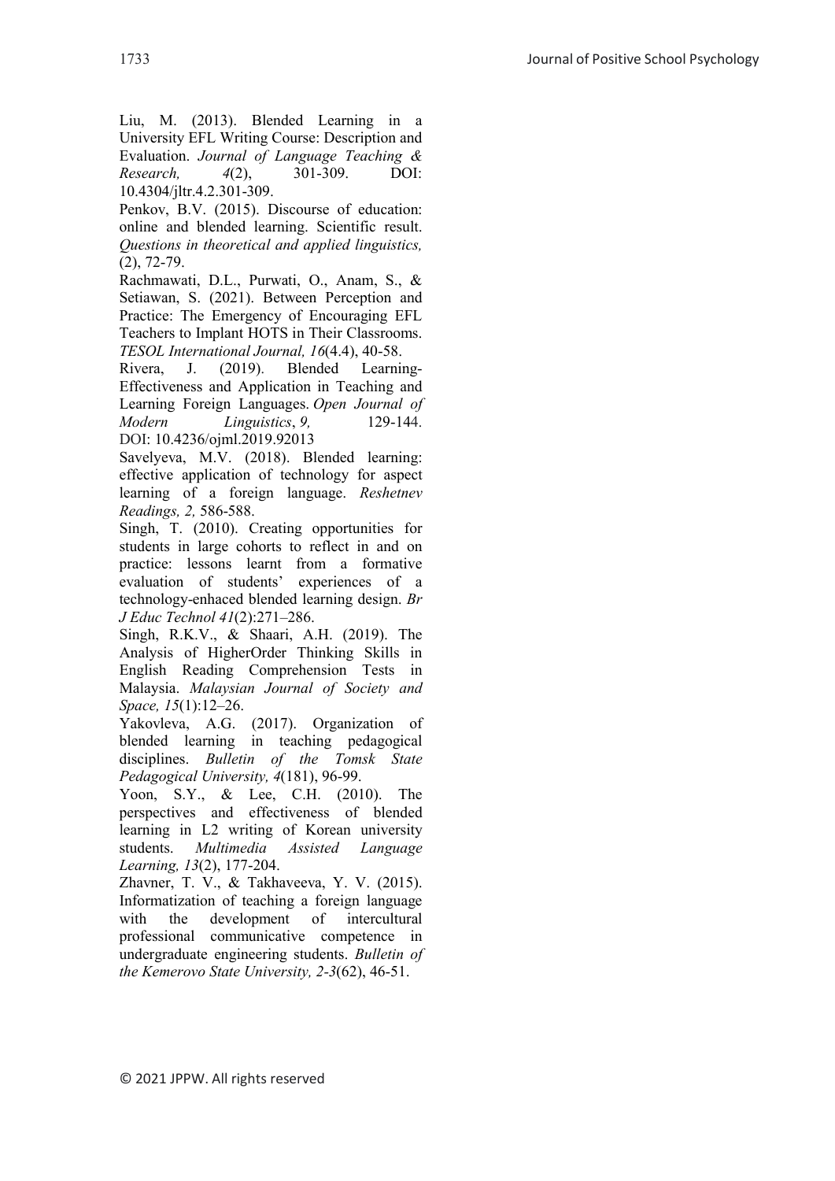Liu, M. (2013). Blended Learning in a University EFL Writing Course: Description and Evaluation. *Journal of Language Teaching & Research, 4*(2), 301-309. DOI: 10.4304/jltr.4.2.301-309.

Penkov, B.V. (2015). Discourse of education: online and blended learning. Scientific result. *Questions in theoretical and applied linguistics,* (2), 72-79.

Rachmawati, D.L., Purwati, O., Anam, S., & Setiawan, S. (2021). Between Perception and Practice: The Emergency of Encouraging EFL Teachers to Implant HOTS in Their Classrooms. *TESOL International Journal, 16*(4.4), 40-58.

Rivera, J. (2019). Blended Learning-Effectiveness and Application in Teaching and Learning Foreign Languages. *Open Journal of Modern Linguistics*, *9,* 129-144. DOI: 10.4236/ojml.2019.92013

Savelyeva, M.V. (2018). Blended learning: effective application of technology for aspect learning of a foreign language. *Reshetnev Readings, 2,* 586-588.

Singh, T. (2010). Creating opportunities for students in large cohorts to reflect in and on practice: lessons learnt from a formative evaluation of students' experiences of a technology-enhaced blended learning design. *Br J Educ Technol 41*(2):271–286.

Singh, R.K.V., & Shaari, A.H. (2019). The Analysis of HigherOrder Thinking Skills in English Reading Comprehension Tests in Malaysia. *Malaysian Journal of Society and Space, 15*(1):12–26.

Yakovleva, A.G. (2017). Organization of blended learning in teaching pedagogical disciplines. *Bulletin of the Tomsk State Pedagogical University, 4*(181), 96-99.

Yoon, S.Y., & Lee, C.H. (2010). The perspectives and effectiveness of blended learning in L2 writing of Korean university students. *Multimedia Assisted Language Learning, 13*(2), 177-204.

Zhavner, T. V., & Takhaveeva, Y. V. (2015). Informatization of teaching a foreign language with the development of intercultural professional communicative competence in undergraduate engineering students. *Bulletin of the Kemerovo State University, 2-3*(62), 46-51.